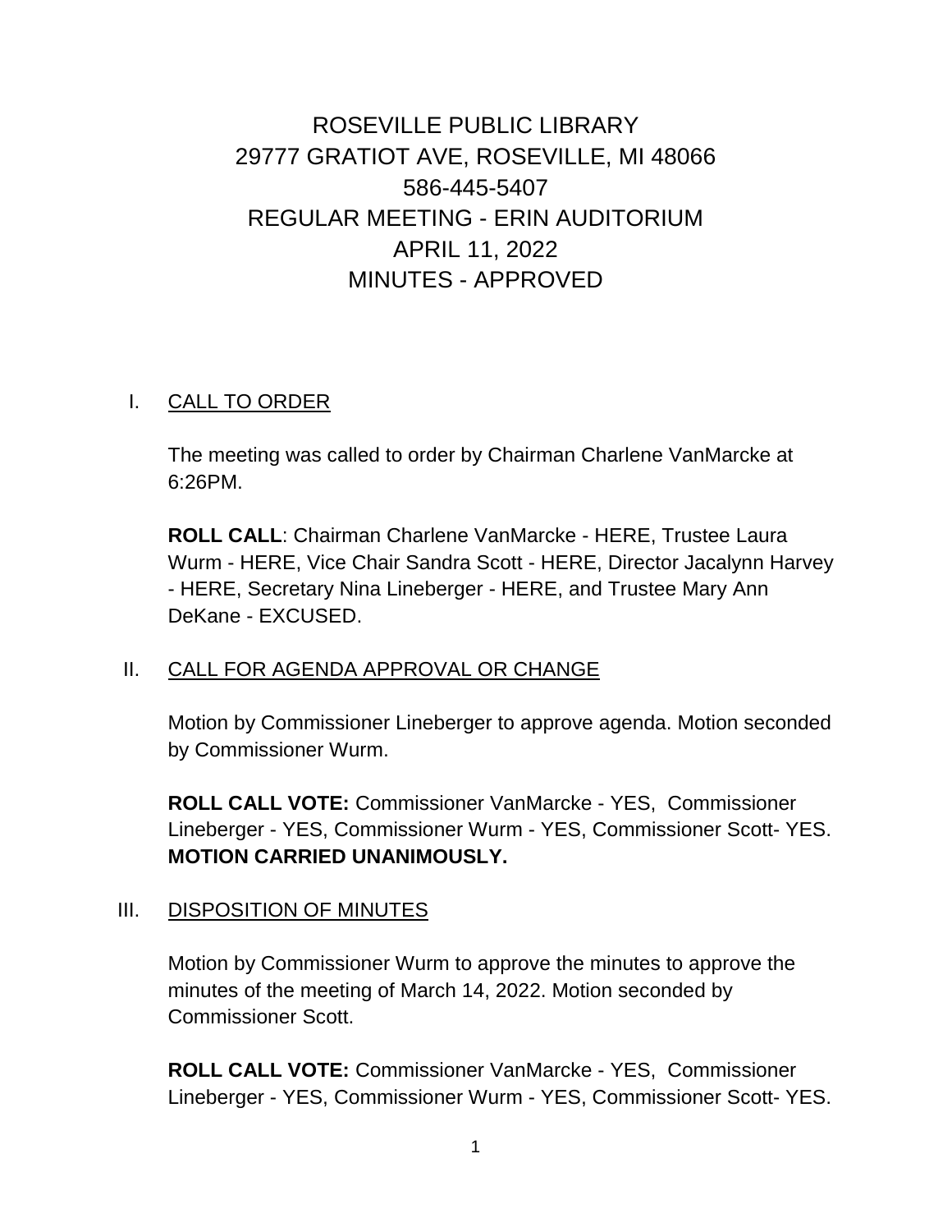# ROSEVILLE PUBLIC LIBRARY
# 29777 GRATIOT AVE, ROSEVILLE, MI 48066
# 586-445-5407
# REGULAR MEETING - ERIN AUDITORIUM
# APRIL 11, 2022
# MINUTES - APPROVED

## I. CALL TO ORDER

The meeting was called to order by Chairman Charlene VanMarcke at 6:26PM.

**ROLL CALL**: Chairman Charlene VanMarcke - HERE, Trustee Laura Wurm - HERE, Vice Chair Sandra Scott - HERE, Director Jacalynn Harvey - HERE, Secretary Nina Lineberger - HERE, and Trustee Mary Ann DeKane - EXCUSED.

## II. CALL FOR AGENDA APPROVAL OR CHANGE

Motion by Commissioner Lineberger to approve agenda. Motion seconded by Commissioner Wurm.

**ROLL CALL VOTE:** Commissioner VanMarcke - YES, Commissioner Lineberger - YES, Commissioner Wurm - YES, Commissioner Scott- YES. **MOTION CARRIED UNANIMOUSLY.**

## III. DISPOSITION OF MINUTES

Motion by Commissioner Wurm to approve the minutes to approve the minutes of the meeting of March 14, 2022. Motion seconded by Commissioner Scott.

**ROLL CALL VOTE:** Commissioner VanMarcke - YES, Commissioner Lineberger - YES, Commissioner Wurm - YES, Commissioner Scott- YES.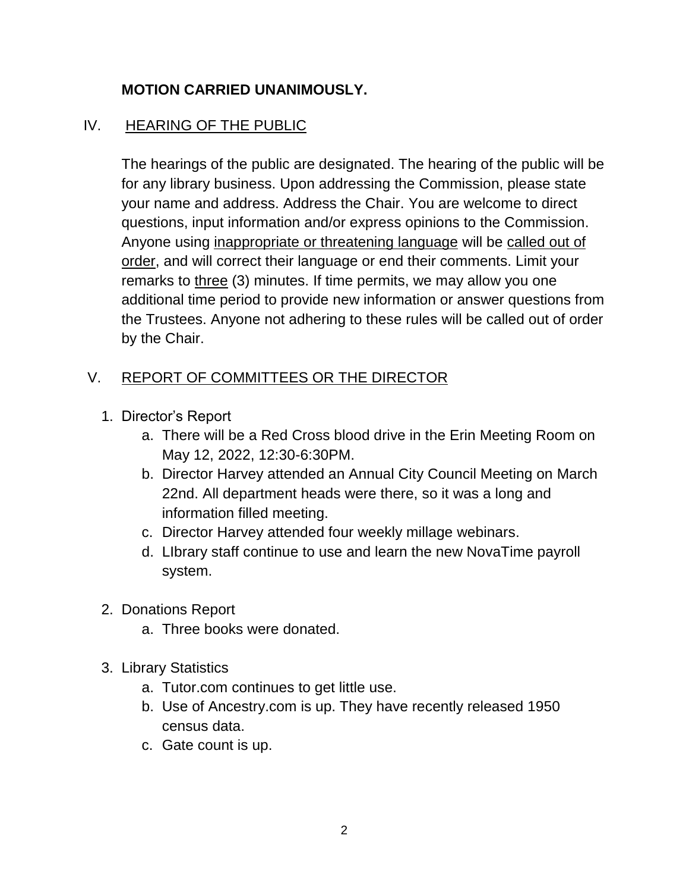**MOTION CARRIED UNANIMOUSLY.**

## IV. HEARING OF THE PUBLIC

The hearings of the public are designated. The hearing of the public will be for any library business. Upon addressing the Commission, please state your name and address. Address the Chair. You are welcome to direct questions, input information and/or express opinions to the Commission. Anyone using inappropriate or threatening language will be called out of order, and will correct their language or end their comments. Limit your remarks to three (3) minutes. If time permits, we may allow you one additional time period to provide new information or answer questions from the Trustees. Anyone not adhering to these rules will be called out of order by the Chair.

## V. REPORT OF COMMITTEES OR THE DIRECTOR

1. Director's Report
   a. There will be a Red Cross blood drive in the Erin Meeting Room on May 12, 2022, 12:30-6:30PM.
   b. Director Harvey attended an Annual City Council Meeting on March 22nd. All department heads were there, so it was a long and information filled meeting.
   c. Director Harvey attended four weekly millage webinars.
   d. LIbrary staff continue to use and learn the new NovaTime payroll system.

2. Donations Report
   a. Three books were donated.

3. Library Statistics
   a. Tutor.com continues to get little use.
   b. Use of Ancestry.com is up. They have recently released 1950 census data.
   c. Gate count is up.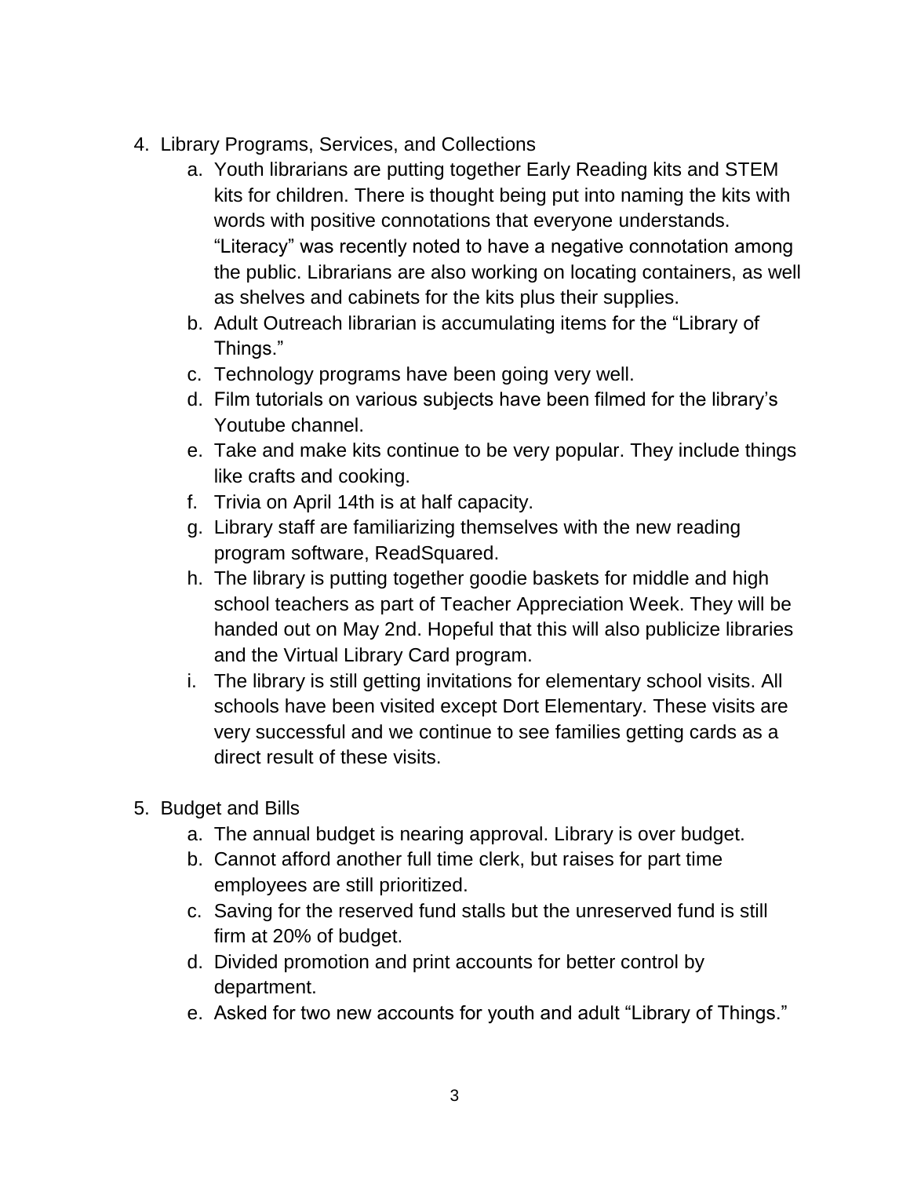4. Library Programs, Services, and Collections
    a. Youth librarians are putting together Early Reading kits and STEM kits for children. There is thought being put into naming the kits with words with positive connotations that everyone understands. “Literacy” was recently noted to have a negative connotation among the public. Librarians are also working on locating containers, as well as shelves and cabinets for the kits plus their supplies.
    b. Adult Outreach librarian is accumulating items for the “Library of Things.”
    c. Technology programs have been going very well.
    d. Film tutorials on various subjects have been filmed for the library’s Youtube channel.
    e. Take and make kits continue to be very popular. They include things like crafts and cooking.
    f. Trivia on April 14th is at half capacity.
    g. Library staff are familiarizing themselves with the new reading program software, ReadSquared.
    h. The library is putting together goodie baskets for middle and high school teachers as part of Teacher Appreciation Week. They will be handed out on May 2nd. Hopeful that this will also publicize libraries and the Virtual Library Card program.
    i. The library is still getting invitations for elementary school visits. All schools have been visited except Dort Elementary. These visits are very successful and we continue to see families getting cards as a direct result of these visits.

5. Budget and Bills
    a. The annual budget is nearing approval. Library is over budget.
    b. Cannot afford another full time clerk, but raises for part time employees are still prioritized.
    c. Saving for the reserved fund stalls but the unreserved fund is still firm at 20% of budget.
    d. Divided promotion and print accounts for better control by department.
    e. Asked for two new accounts for youth and adult “Library of Things.”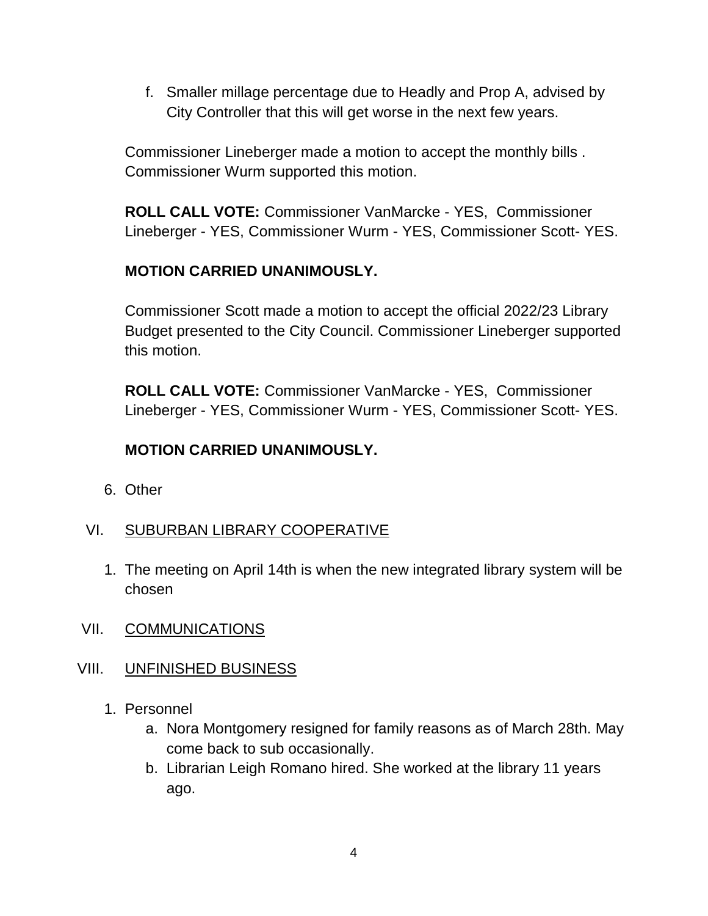f. Smaller millage percentage due to Headly and Prop A, advised by City Controller that this will get worse in the next few years.

Commissioner Lineberger made a motion to accept the monthly bills . Commissioner Wurm supported this motion.

**ROLL CALL VOTE:** Commissioner VanMarcke - YES, Commissioner Lineberger - YES, Commissioner Wurm - YES, Commissioner Scott- YES.

**MOTION CARRIED UNANIMOUSLY.**

Commissioner Scott made a motion to accept the official 2022/23 Library Budget presented to the City Council. Commissioner Lineberger supported this motion.

**ROLL CALL VOTE:** Commissioner VanMarcke - YES, Commissioner Lineberger - YES, Commissioner Wurm - YES, Commissioner Scott- YES.

**MOTION CARRIED UNANIMOUSLY.**

6. Other

VI. SUBURBAN LIBRARY COOPERATIVE

1. The meeting on April 14th is when the new integrated library system will be chosen

VII. COMMUNICATIONS

VIII. UNFINISHED BUSINESS

1. Personnel
   a. Nora Montgomery resigned for family reasons as of March 28th. May come back to sub occasionally.
   b. Librarian Leigh Romano hired. She worked at the library 11 years ago.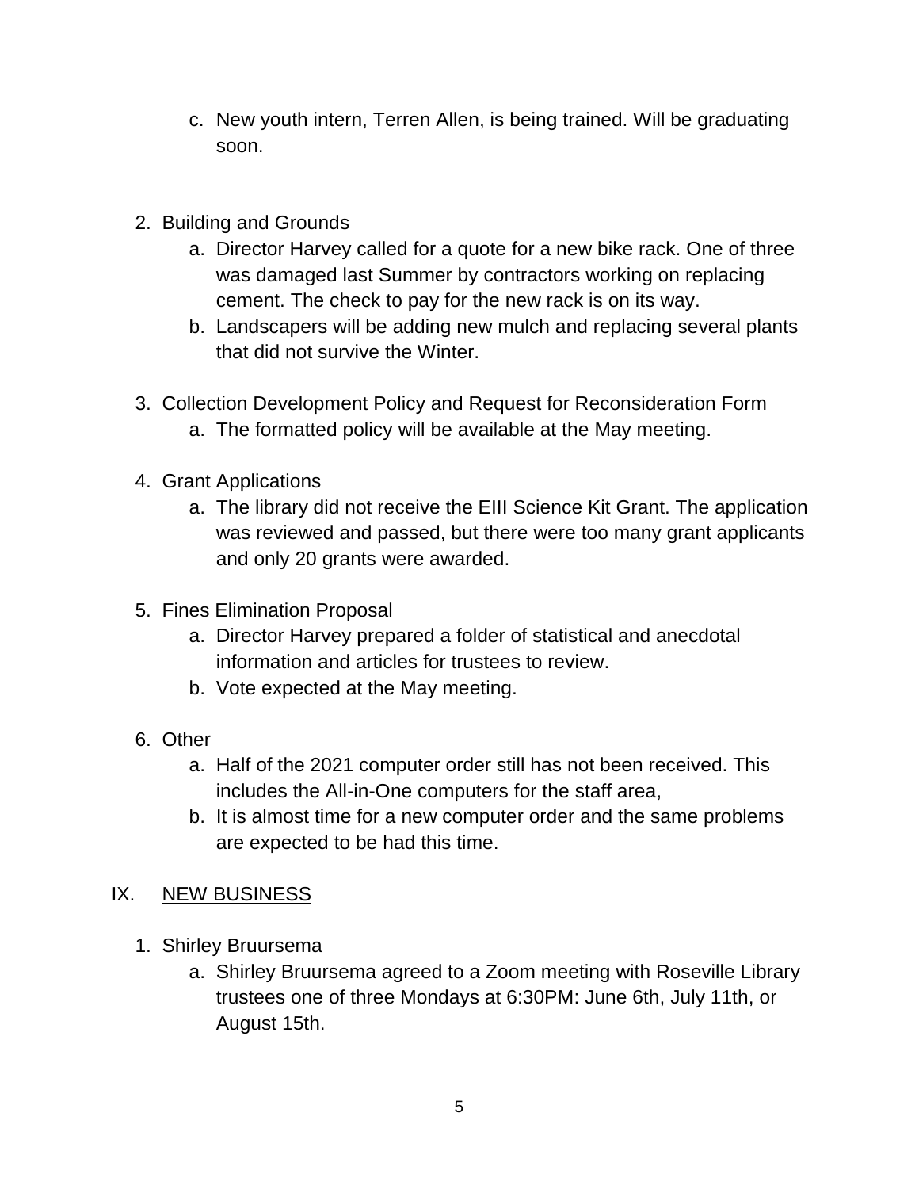c. New youth intern, Terren Allen, is being trained. Will be graduating soon.

2. Building and Grounds
   a. Director Harvey called for a quote for a new bike rack. One of three was damaged last Summer by contractors working on replacing cement. The check to pay for the new rack is on its way.
   b. Landscapers will be adding new mulch and replacing several plants that did not survive the Winter.

3. Collection Development Policy and Request for Reconsideration Form
   a. The formatted policy will be available at the May meeting.

4. Grant Applications
   a. The library did not receive the EIII Science Kit Grant. The application was reviewed and passed, but there were too many grant applicants and only 20 grants were awarded.

5. Fines Elimination Proposal
   a. Director Harvey prepared a folder of statistical and anecdotal information and articles for trustees to review.
   b. Vote expected at the May meeting.

6. Other
   a. Half of the 2021 computer order still has not been received. This includes the All-in-One computers for the staff area,
   b. It is almost time for a new computer order and the same problems are expected to be had this time.

IX. NEW BUSINESS

1. Shirley Bruursema
   a. Shirley Bruursema agreed to a Zoom meeting with Roseville Library trustees one of three Mondays at 6:30PM: June 6th, July 11th, or August 15th.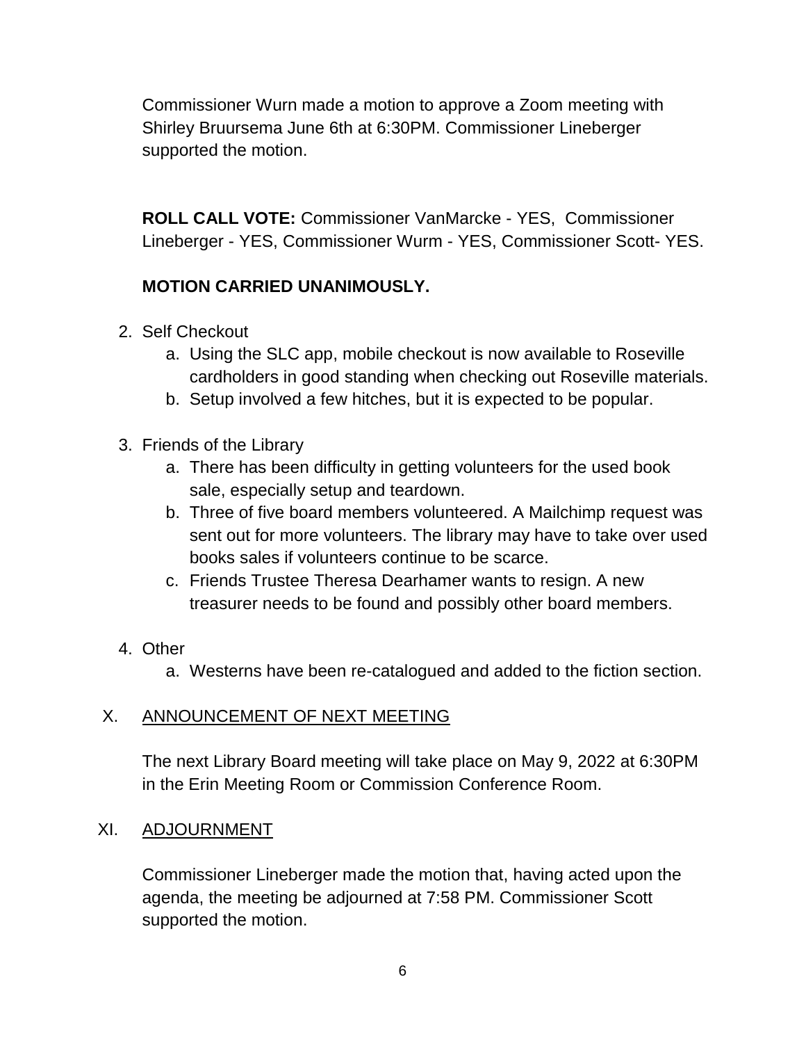Commissioner Wurn made a motion to approve a Zoom meeting with Shirley Bruursema June 6th at 6:30PM. Commissioner Lineberger supported the motion.

**ROLL CALL VOTE:** Commissioner VanMarcke - YES, Commissioner Lineberger - YES, Commissioner Wurm - YES, Commissioner Scott- YES.

**MOTION CARRIED UNANIMOUSLY.**

2. Self Checkout
   a. Using the SLC app, mobile checkout is now available to Roseville cardholders in good standing when checking out Roseville materials.
   b. Setup involved a few hitches, but it is expected to be popular.

3. Friends of the Library
   a. There has been difficulty in getting volunteers for the used book sale, especially setup and teardown.
   b. Three of five board members volunteered. A Mailchimp request was sent out for more volunteers. The library may have to take over used books sales if volunteers continue to be scarce.
   c. Friends Trustee Theresa Dearhamer wants to resign. A new treasurer needs to be found and possibly other board members.

4. Other
   a. Westerns have been re-catalogued and added to the fiction section.

## X. ANNOUNCEMENT OF NEXT MEETING

The next Library Board meeting will take place on May 9, 2022 at 6:30PM in the Erin Meeting Room or Commission Conference Room.

## XI. ADJOURNMENT

Commissioner Lineberger made the motion that, having acted upon the agenda, the meeting be adjourned at 7:58 PM. Commissioner Scott supported the motion.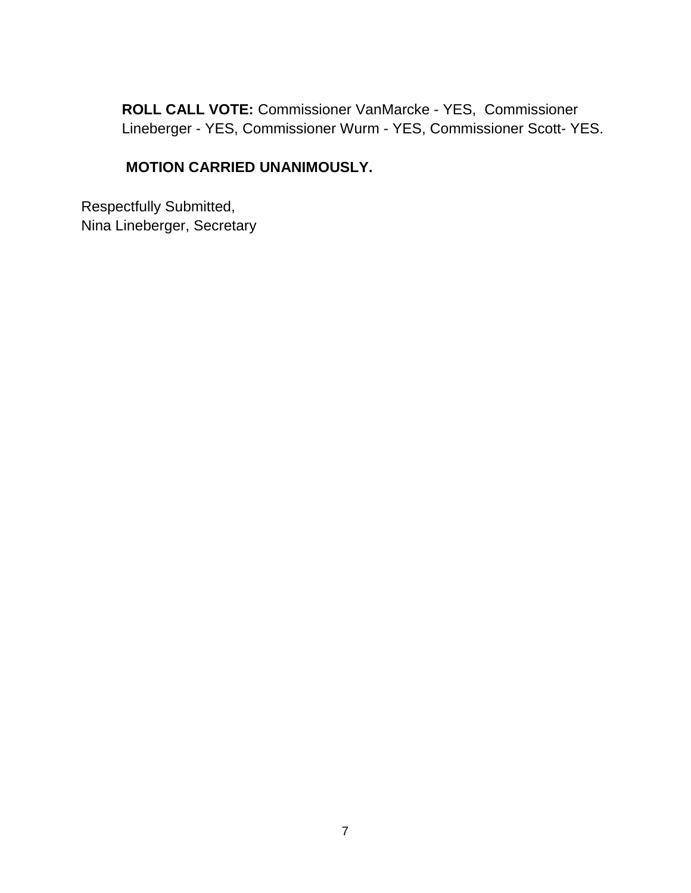**ROLL CALL VOTE:** Commissioner VanMarcke - YES, Commissioner Lineberger - YES, Commissioner Wurm - YES, Commissioner Scott- YES.

**MOTION CARRIED UNANIMOUSLY.**

Respectfully Submitted,
Nina Lineberger, Secretary